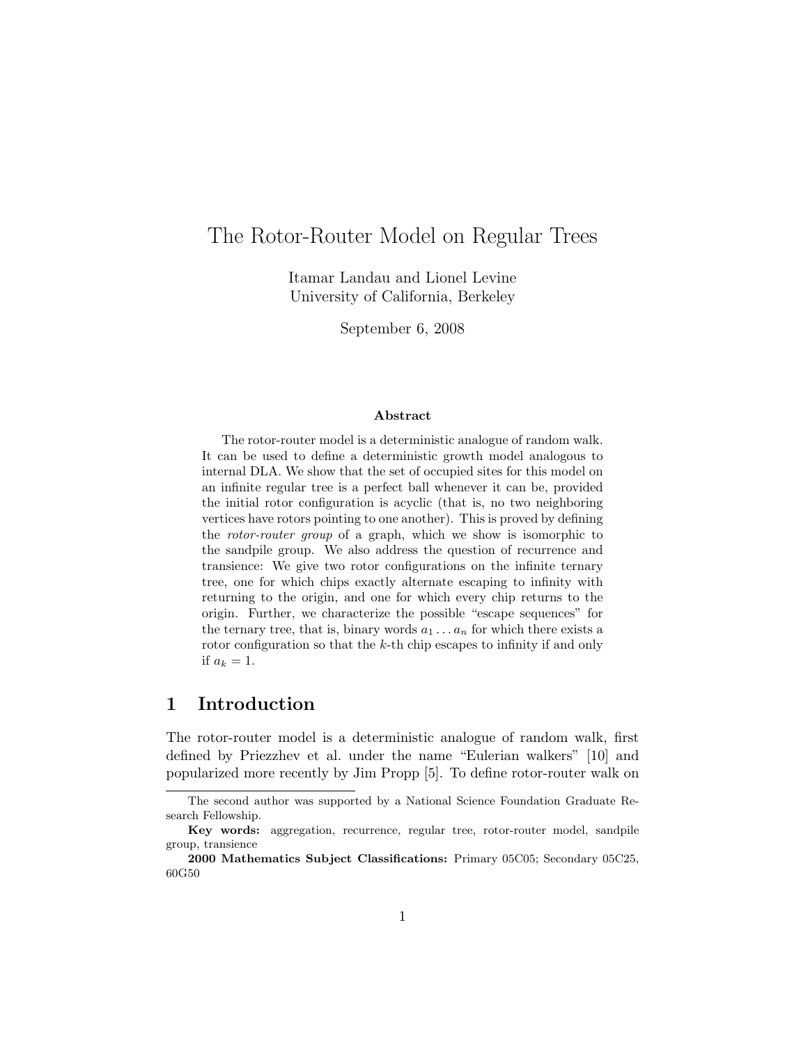# The Rotor-Router Model on Regular Trees

Itamar Landau and Lionel Levine
University of California, Berkeley

September 6, 2008

### Abstract

The rotor-router model is a deterministic analogue of random walk. It can be used to define a deterministic growth model analogous to internal DLA. We show that the set of occupied sites for this model on an infinite regular tree is a perfect ball whenever it can be, provided the initial rotor configuration is acyclic (that is, no two neighboring vertices have rotors pointing to one another). This is proved by defining the *rotor-router group* of a graph, which we show is isomorphic to the sandpile group. We also address the question of recurrence and transience: We give two rotor configurations on the infinite ternary tree, one for which chips exactly alternate escaping to infinity with returning to the origin, and one for which every chip returns to the origin. Further, we characterize the possible "escape sequences" for the ternary tree, that is, binary words $a_1 \ldots a_n$ for which there exists a rotor configuration so that the $k$-th chip escapes to infinity if and only if $a_k = 1$.

## 1 Introduction

The rotor-router model is a deterministic analogue of random walk, first defined by Priezzhev et al. under the name "Eulerian walkers" [10] and popularized more recently by Jim Propp [5]. To define rotor-router walk on

---

The second author was supported by a National Science Foundation Graduate Research Fellowship.

**Key words:** aggregation, recurrence, regular tree, rotor-router model, sandpile group, transience

**2000 Mathematics Subject Classifications:** Primary 05C05; Secondary 05C25, 60G50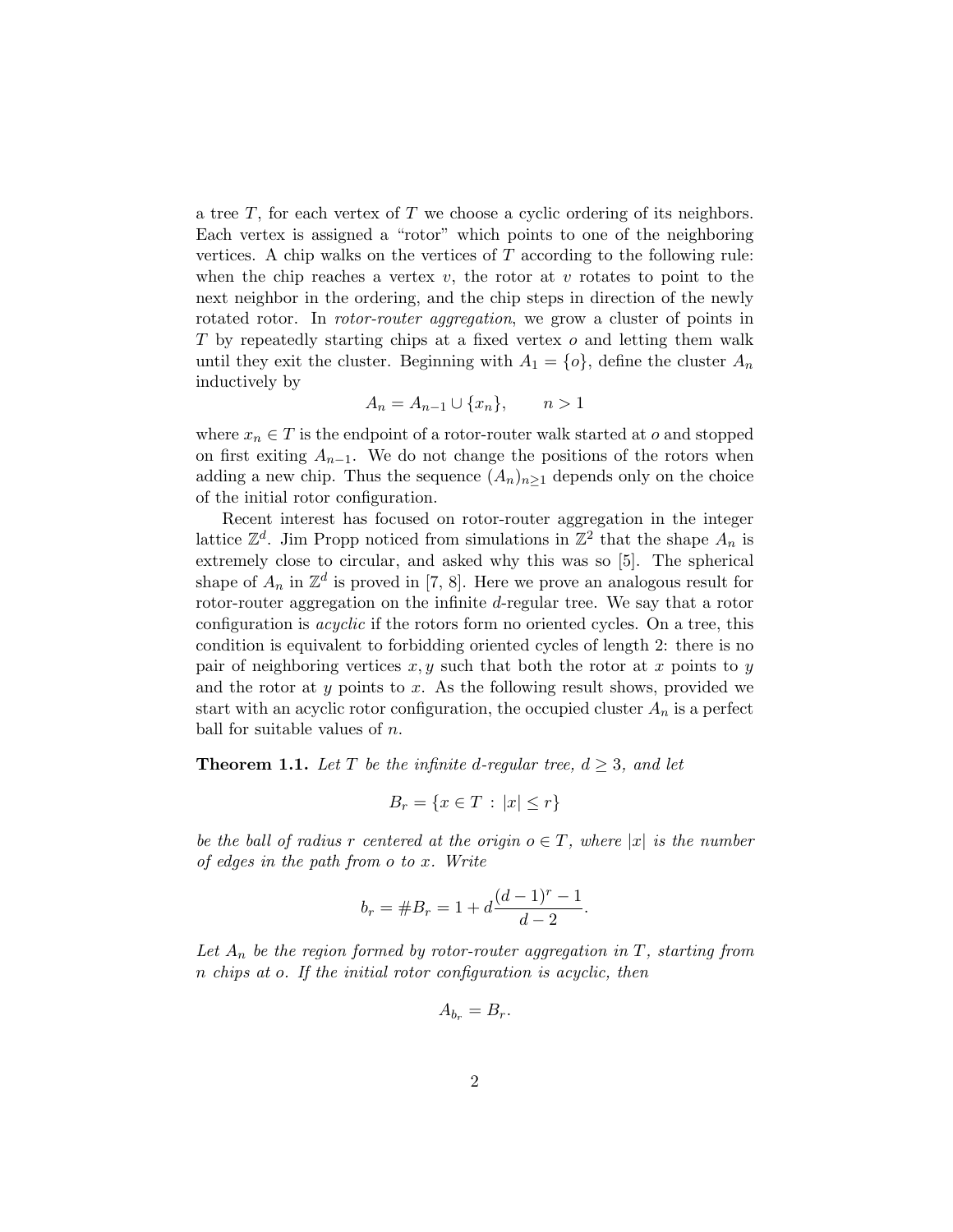a tree $T$, for each vertex of $T$ we choose a cyclic ordering of its neighbors. Each vertex is assigned a "rotor" which points to one of the neighboring vertices. A chip walks on the vertices of $T$ according to the following rule: when the chip reaches a vertex $v$, the rotor at $v$ rotates to point to the next neighbor in the ordering, and the chip steps in direction of the newly rotated rotor. In *rotor-router aggregation*, we grow a cluster of points in $T$ by repeatedly starting chips at a fixed vertex $o$ and letting them walk until they exit the cluster. Beginning with $A_1 = \{o\}$, define the cluster $A_n$ inductively by

$$A_n = A_{n-1} \cup \{x_n\}, \qquad n > 1$$

where $x_n \in T$ is the endpoint of a rotor-router walk started at $o$ and stopped on first exiting $A_{n-1}$. We do not change the positions of the rotors when adding a new chip. Thus the sequence $(A_n)_{n \geq 1}$ depends only on the choice of the initial rotor configuration.

Recent interest has focused on rotor-router aggregation in the integer lattice $\mathbb{Z}^d$. Jim Propp noticed from simulations in $\mathbb{Z}^2$ that the shape $A_n$ is extremely close to circular, and asked why this was so [5]. The spherical shape of $A_n$ in $\mathbb{Z}^d$ is proved in [7, 8]. Here we prove an analogous result for rotor-router aggregation on the infinite $d$-regular tree. We say that a rotor configuration is *acyclic* if the rotors form no oriented cycles. On a tree, this condition is equivalent to forbidding oriented cycles of length 2: there is no pair of neighboring vertices $x, y$ such that both the rotor at $x$ points to $y$ and the rotor at $y$ points to $x$. As the following result shows, provided we start with an acyclic rotor configuration, the occupied cluster $A_n$ is a perfect ball for suitable values of $n$.

**Theorem 1.1.** *Let $T$ be the infinite $d$-regular tree, $d \geq 3$, and let*

$$B_r = \{x \in T \,:\, |x| \leq r\}$$

*be the ball of radius $r$ centered at the origin $o \in T$, where $|x|$ is the number of edges in the path from $o$ to $x$. Write*

$$b_r = \#B_r = 1 + d\frac{(d-1)^r - 1}{d-2}.$$

*Let $A_n$ be the region formed by rotor-router aggregation in $T$, starting from $n$ chips at $o$. If the initial rotor configuration is acyclic, then*

$$A_{b_r} = B_r.$$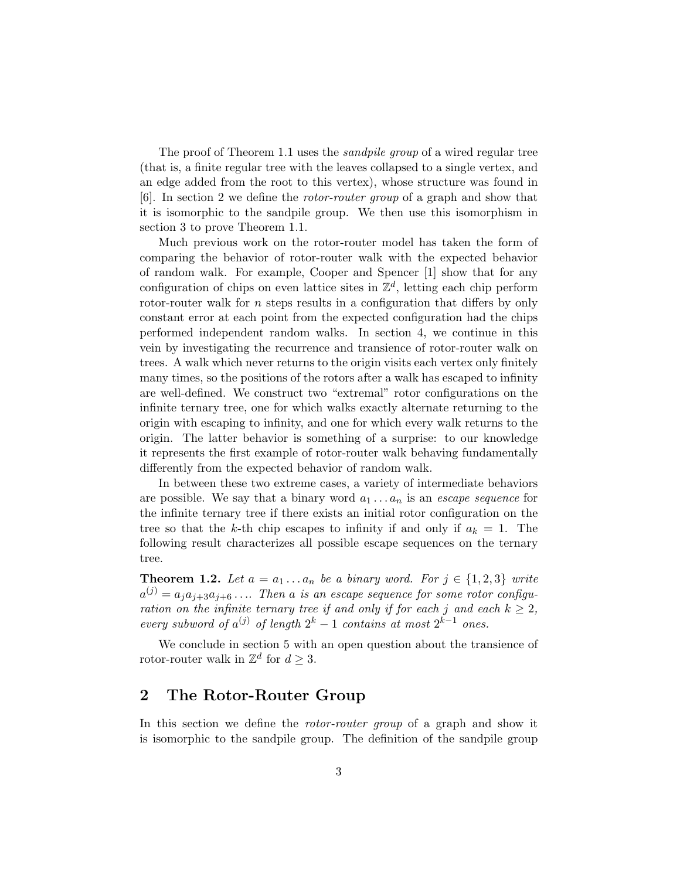The proof of Theorem 1.1 uses the *sandpile group* of a wired regular tree (that is, a finite regular tree with the leaves collapsed to a single vertex, and an edge added from the root to this vertex), whose structure was found in [6]. In section 2 we define the *rotor-router group* of a graph and show that it is isomorphic to the sandpile group. We then use this isomorphism in section 3 to prove Theorem 1.1.

Much previous work on the rotor-router model has taken the form of comparing the behavior of rotor-router walk with the expected behavior of random walk. For example, Cooper and Spencer [1] show that for any configuration of chips on even lattice sites in $\mathbb{Z}^d$, letting each chip perform rotor-router walk for $n$ steps results in a configuration that differs by only constant error at each point from the expected configuration had the chips performed independent random walks. In section 4, we continue in this vein by investigating the recurrence and transience of rotor-router walk on trees. A walk which never returns to the origin visits each vertex only finitely many times, so the positions of the rotors after a walk has escaped to infinity are well-defined. We construct two "extremal" rotor configurations on the infinite ternary tree, one for which walks exactly alternate returning to the origin with escaping to infinity, and one for which every walk returns to the origin. The latter behavior is something of a surprise: to our knowledge it represents the first example of rotor-router walk behaving fundamentally differently from the expected behavior of random walk.

In between these two extreme cases, a variety of intermediate behaviors are possible. We say that a binary word $a_1 \ldots a_n$ is an *escape sequence* for the infinite ternary tree if there exists an initial rotor configuration on the tree so that the $k$-th chip escapes to infinity if and only if $a_k = 1$. The following result characterizes all possible escape sequences on the ternary tree.

**Theorem 1.2.** *Let $a = a_1 \ldots a_n$ be a binary word. For $j \in \{1, 2, 3\}$ write $a^{(j)} = a_j a_{j+3} a_{j+6} \ldots$. Then $a$ is an escape sequence for some rotor configuration on the infinite ternary tree if and only if for each $j$ and each $k \geq 2$, every subword of $a^{(j)}$ of length $2^k - 1$ contains at most $2^{k-1}$ ones.*

We conclude in section 5 with an open question about the transience of rotor-router walk in $\mathbb{Z}^d$ for $d \geq 3$.

## 2 The Rotor-Router Group

In this section we define the *rotor-router group* of a graph and show it is isomorphic to the sandpile group. The definition of the sandpile group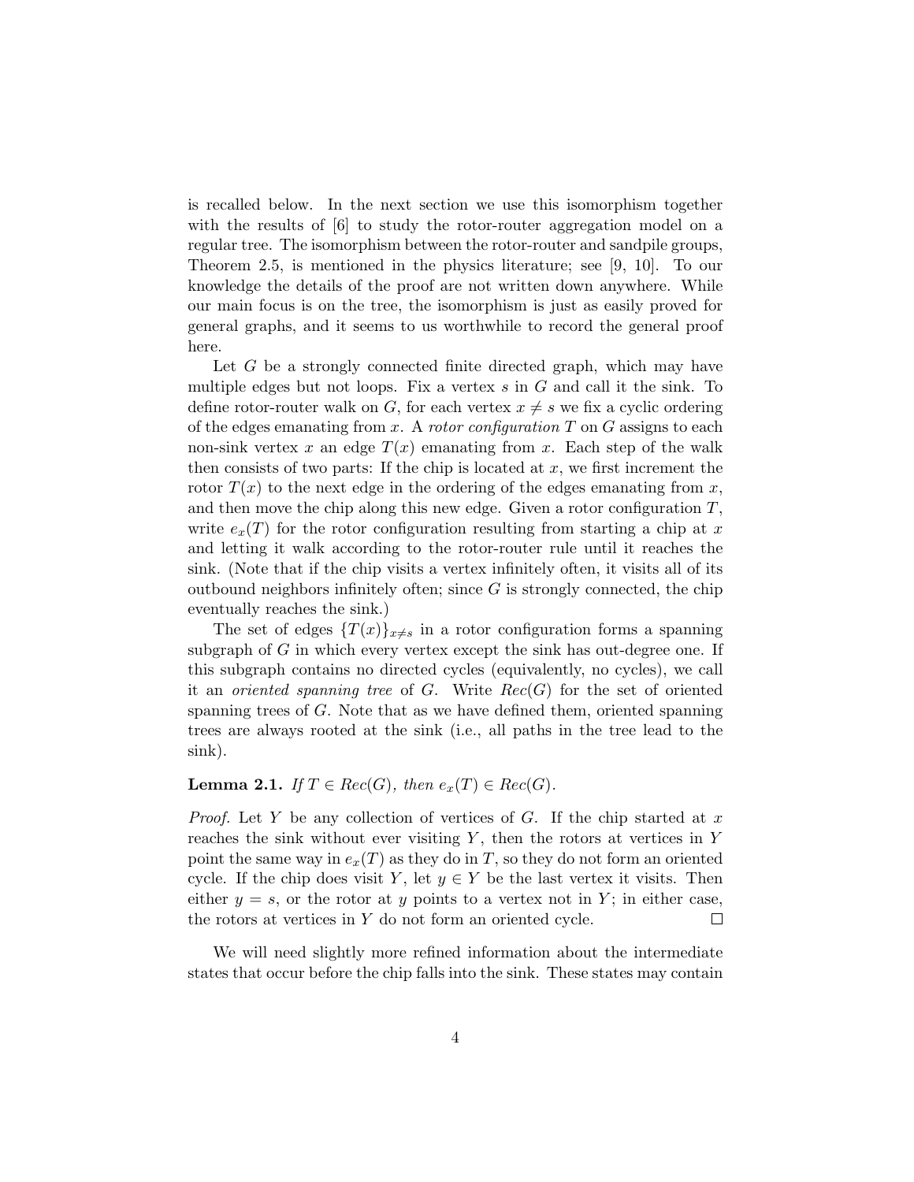is recalled below. In the next section we use this isomorphism together with the results of [6] to study the rotor-router aggregation model on a regular tree. The isomorphism between the rotor-router and sandpile groups, Theorem 2.5, is mentioned in the physics literature; see [9, 10]. To our knowledge the details of the proof are not written down anywhere. While our main focus is on the tree, the isomorphism is just as easily proved for general graphs, and it seems to us worthwhile to record the general proof here.

Let $G$ be a strongly connected finite directed graph, which may have multiple edges but not loops. Fix a vertex $s$ in $G$ and call it the sink. To define rotor-router walk on $G$, for each vertex $x \neq s$ we fix a cyclic ordering of the edges emanating from $x$. A *rotor configuration* $T$ on $G$ assigns to each non-sink vertex $x$ an edge $T(x)$ emanating from $x$. Each step of the walk then consists of two parts: If the chip is located at $x$, we first increment the rotor $T(x)$ to the next edge in the ordering of the edges emanating from $x$, and then move the chip along this new edge. Given a rotor configuration $T$, write $e_x(T)$ for the rotor configuration resulting from starting a chip at $x$ and letting it walk according to the rotor-router rule until it reaches the sink. (Note that if the chip visits a vertex infinitely often, it visits all of its outbound neighbors infinitely often; since $G$ is strongly connected, the chip eventually reaches the sink.)

The set of edges $\{T(x)\}_{x \neq s}$ in a rotor configuration forms a spanning subgraph of $G$ in which every vertex except the sink has out-degree one. If this subgraph contains no directed cycles (equivalently, no cycles), we call it an *oriented spanning tree* of $G$. Write $Rec(G)$ for the set of oriented spanning trees of $G$. Note that as we have defined them, oriented spanning trees are always rooted at the sink (i.e., all paths in the tree lead to the sink).

**Lemma 2.1.** *If $T \in Rec(G)$, then $e_x(T) \in Rec(G)$.*

*Proof.* Let $Y$ be any collection of vertices of $G$. If the chip started at $x$ reaches the sink without ever visiting $Y$, then the rotors at vertices in $Y$ point the same way in $e_x(T)$ as they do in $T$, so they do not form an oriented cycle. If the chip does visit $Y$, let $y \in Y$ be the last vertex it visits. Then either $y = s$, or the rotor at $y$ points to a vertex not in $Y$; in either case, the rotors at vertices in $Y$ do not form an oriented cycle. □

We will need slightly more refined information about the intermediate states that occur before the chip falls into the sink. These states may contain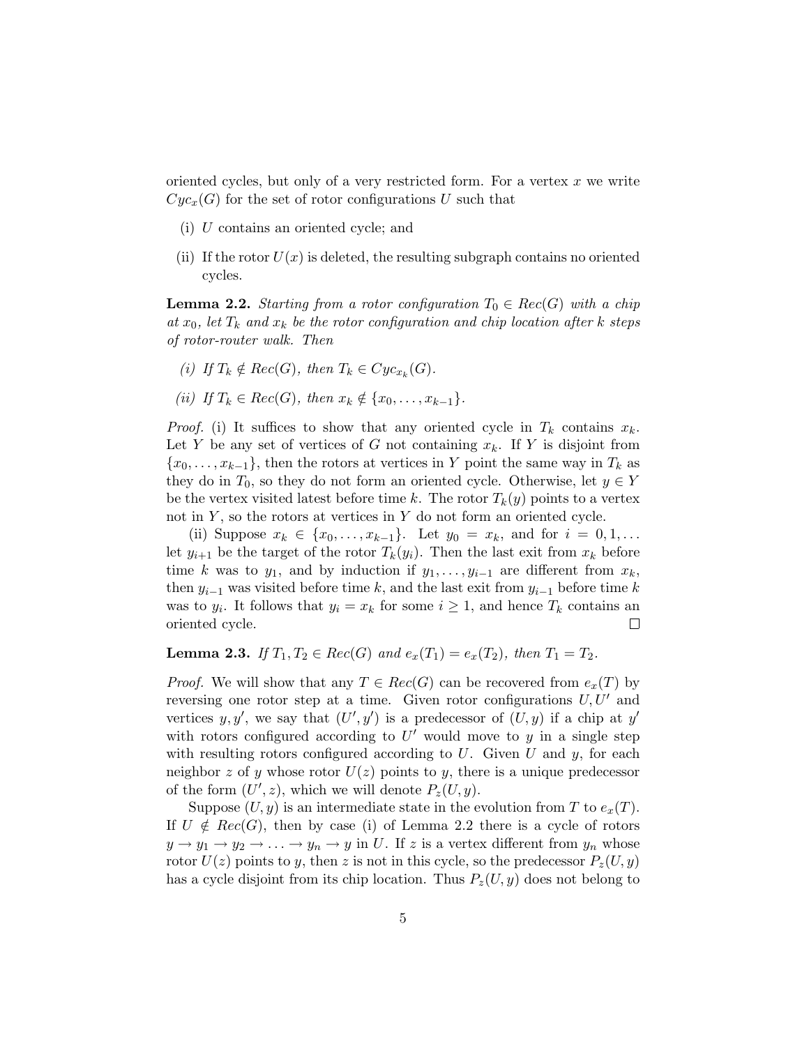oriented cycles, but only of a very restricted form. For a vertex $x$ we write $Cyc_x(G)$ for the set of rotor configurations $U$ such that

(i) $U$ contains an oriented cycle; and

(ii) If the rotor $U(x)$ is deleted, the resulting subgraph contains no oriented cycles.

**Lemma 2.2.** *Starting from a rotor configuration $T_0 \in Rec(G)$ with a chip at $x_0$, let $T_k$ and $x_k$ be the rotor configuration and chip location after $k$ steps of rotor-router walk. Then*

*(i) If $T_k \notin Rec(G)$, then $T_k \in Cyc_{x_k}(G)$.*

*(ii) If $T_k \in Rec(G)$, then $x_k \notin \{x_0, \ldots, x_{k-1}\}$.*

*Proof.* (i) It suffices to show that any oriented cycle in $T_k$ contains $x_k$. Let $Y$ be any set of vertices of $G$ not containing $x_k$. If $Y$ is disjoint from $\{x_0, \ldots, x_{k-1}\}$, then the rotors at vertices in $Y$ point the same way in $T_k$ as they do in $T_0$, so they do not form an oriented cycle. Otherwise, let $y \in Y$ be the vertex visited latest before time $k$. The rotor $T_k(y)$ points to a vertex not in $Y$, so the rotors at vertices in $Y$ do not form an oriented cycle.

(ii) Suppose $x_k \in \{x_0, \ldots, x_{k-1}\}$. Let $y_0 = x_k$, and for $i = 0, 1, \ldots$ let $y_{i+1}$ be the target of the rotor $T_k(y_i)$. Then the last exit from $x_k$ before time $k$ was to $y_1$, and by induction if $y_1, \ldots, y_{i-1}$ are different from $x_k$, then $y_{i-1}$ was visited before time $k$, and the last exit from $y_{i-1}$ before time $k$ was to $y_i$. It follows that $y_i = x_k$ for some $i \geq 1$, and hence $T_k$ contains an oriented cycle. ∎

**Lemma 2.3.** *If $T_1, T_2 \in Rec(G)$ and $e_x(T_1) = e_x(T_2)$, then $T_1 = T_2$.*

*Proof.* We will show that any $T \in Rec(G)$ can be recovered from $e_x(T)$ by reversing one rotor step at a time. Given rotor configurations $U, U'$ and vertices $y, y'$, we say that $(U', y')$ is a predecessor of $(U, y)$ if a chip at $y'$ with rotors configured according to $U'$ would move to $y$ in a single step with resulting rotors configured according to $U$. Given $U$ and $y$, for each neighbor $z$ of $y$ whose rotor $U(z)$ points to $y$, there is a unique predecessor of the form $(U', z)$, which we will denote $P_z(U, y)$.

Suppose $(U, y)$ is an intermediate state in the evolution from $T$ to $e_x(T)$. If $U \notin Rec(G)$, then by case (i) of Lemma 2.2 there is a cycle of rotors $y \to y_1 \to y_2 \to \ldots \to y_n \to y$ in $U$. If $z$ is a vertex different from $y_n$ whose rotor $U(z)$ points to $y$, then $z$ is not in this cycle, so the predecessor $P_z(U, y)$ has a cycle disjoint from its chip location. Thus $P_z(U, y)$ does not belong to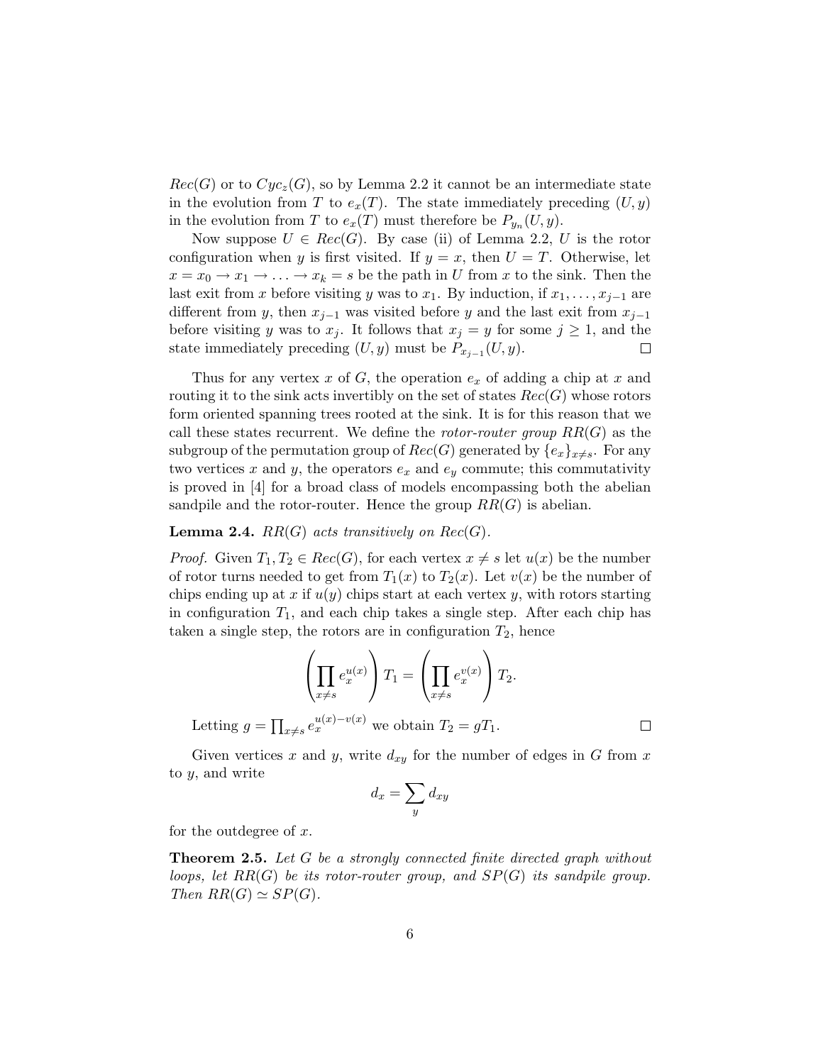$Rec(G)$ or to $Cyc_z(G)$, so by Lemma 2.2 it cannot be an intermediate state in the evolution from $T$ to $e_x(T)$. The state immediately preceding $(U, y)$ in the evolution from $T$ to $e_x(T)$ must therefore be $P_{y_n}(U, y)$.

Now suppose $U \in Rec(G)$. By case (ii) of Lemma 2.2, $U$ is the rotor configuration when $y$ is first visited. If $y = x$, then $U = T$. Otherwise, let $x = x_0 \to x_1 \to \ldots \to x_k = s$ be the path in $U$ from $x$ to the sink. Then the last exit from $x$ before visiting $y$ was to $x_1$. By induction, if $x_1, \ldots, x_{j-1}$ are different from $y$, then $x_{j-1}$ was visited before $y$ and the last exit from $x_{j-1}$ before visiting $y$ was to $x_j$. It follows that $x_j = y$ for some $j \geq 1$, and the state immediately preceding $(U, y)$ must be $P_{x_{j-1}}(U, y)$. $\square$

Thus for any vertex $x$ of $G$, the operation $e_x$ of adding a chip at $x$ and routing it to the sink acts invertibly on the set of states $Rec(G)$ whose rotors form oriented spanning trees rooted at the sink. It is for this reason that we call these states recurrent. We define the *rotor-router group* $RR(G)$ as the subgroup of the permutation group of $Rec(G)$ generated by $\{e_x\}_{x \neq s}$. For any two vertices $x$ and $y$, the operators $e_x$ and $e_y$ commute; this commutativity is proved in [4] for a broad class of models encompassing both the abelian sandpile and the rotor-router. Hence the group $RR(G)$ is abelian.

**Lemma 2.4.** *$RR(G)$ acts transitively on $Rec(G)$.*

*Proof.* Given $T_1, T_2 \in Rec(G)$, for each vertex $x \neq s$ let $u(x)$ be the number of rotor turns needed to get from $T_1(x)$ to $T_2(x)$. Let $v(x)$ be the number of chips ending up at $x$ if $u(y)$ chips start at each vertex $y$, with rotors starting in configuration $T_1$, and each chip takes a single step. After each chip has taken a single step, the rotors are in configuration $T_2$, hence

$$\left( \prod_{x \neq s} e_x^{u(x)} \right) T_1 = \left( \prod_{x \neq s} e_x^{v(x)} \right) T_2.$$

Letting $g = \prod_{x \neq s} e_x^{u(x)-v(x)}$ we obtain $T_2 = gT_1$. $\square$

Given vertices $x$ and $y$, write $d_{xy}$ for the number of edges in $G$ from $x$ to $y$, and write

$$d_x = \sum_y d_{xy}$$

for the outdegree of $x$.

**Theorem 2.5.** *Let $G$ be a strongly connected finite directed graph without loops, let $RR(G)$ be its rotor-router group, and $SP(G)$ its sandpile group. Then $RR(G) \simeq SP(G)$.*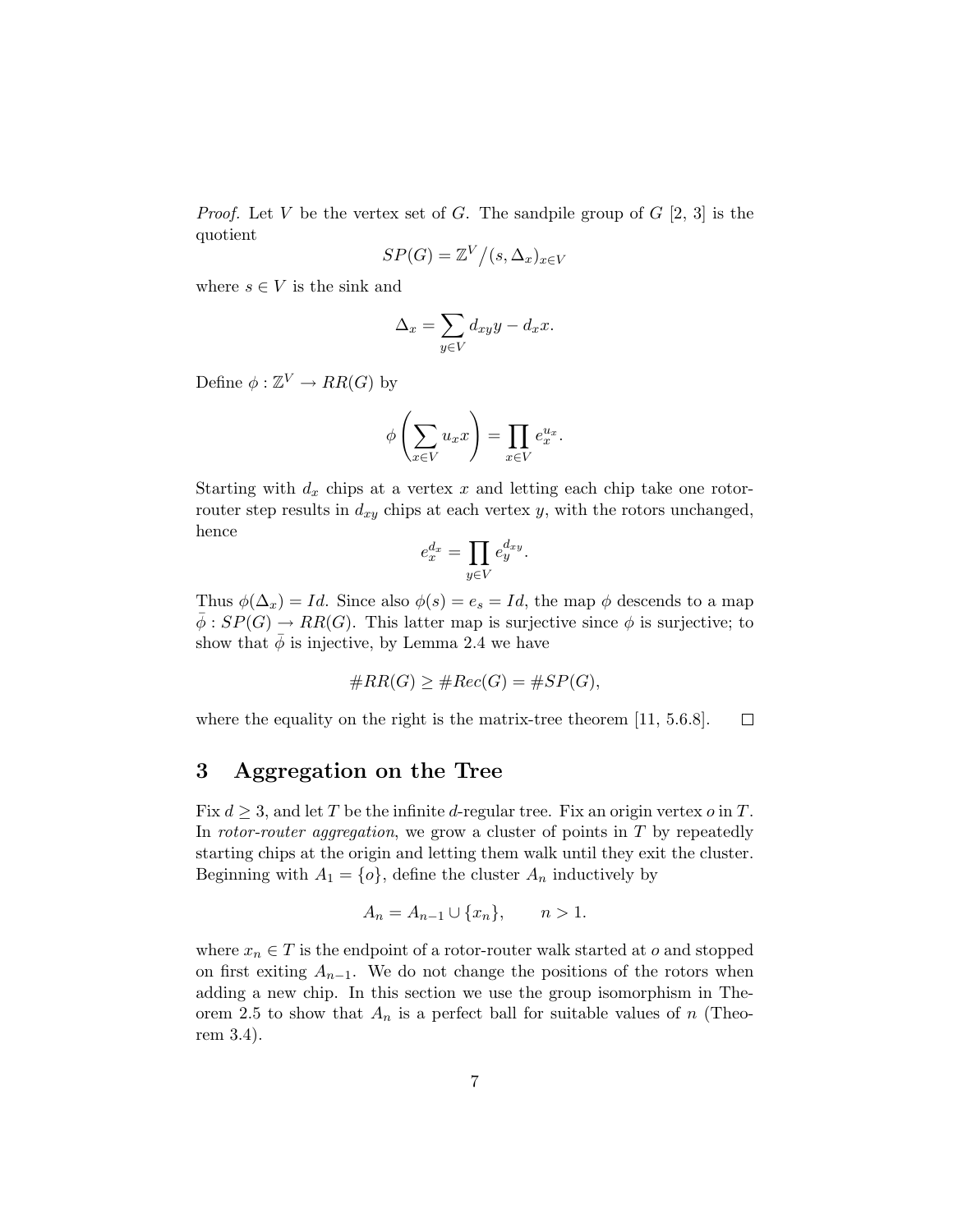*Proof.* Let $V$ be the vertex set of $G$. The sandpile group of $G$ [2, 3] is the quotient

$$SP(G) = \mathbb{Z}^V / (s, \Delta_x)_{x \in V}$$

where $s \in V$ is the sink and

$$\Delta_x = \sum_{y \in V} d_{xy} y - d_x x.$$

Define $\phi : \mathbb{Z}^V \to RR(G)$ by

$$\phi\left( \sum_{x \in V} u_x x \right) = \prod_{x \in V} e_x^{u_x}.$$

Starting with $d_x$ chips at a vertex $x$ and letting each chip take one rotor-router step results in $d_{xy}$ chips at each vertex $y$, with the rotors unchanged, hence

$$e_x^{d_x} = \prod_{y \in V} e_y^{d_{xy}}.$$

Thus $\phi(\Delta_x) = Id$. Since also $\phi(s) = e_s = Id$, the map $\phi$ descends to a map $\bar{\phi} : SP(G) \to RR(G)$. This latter map is surjective since $\phi$ is surjective; to show that $\bar{\phi}$ is injective, by Lemma 2.4 we have

$$\#RR(G) \geq \#Rec(G) = \#SP(G),$$

where the equality on the right is the matrix-tree theorem [11, 5.6.8]. $\square$

## 3 Aggregation on the Tree

Fix $d \geq 3$, and let $T$ be the infinite $d$-regular tree. Fix an origin vertex $o$ in $T$. In *rotor-router aggregation*, we grow a cluster of points in $T$ by repeatedly starting chips at the origin and letting them walk until they exit the cluster. Beginning with $A_1 = \{o\}$, define the cluster $A_n$ inductively by

$$A_n = A_{n-1} \cup \{x_n\}, \qquad n > 1.$$

where $x_n \in T$ is the endpoint of a rotor-router walk started at $o$ and stopped on first exiting $A_{n-1}$. We do not change the positions of the rotors when adding a new chip. In this section we use the group isomorphism in Theorem 2.5 to show that $A_n$ is a perfect ball for suitable values of $n$ (Theorem 3.4).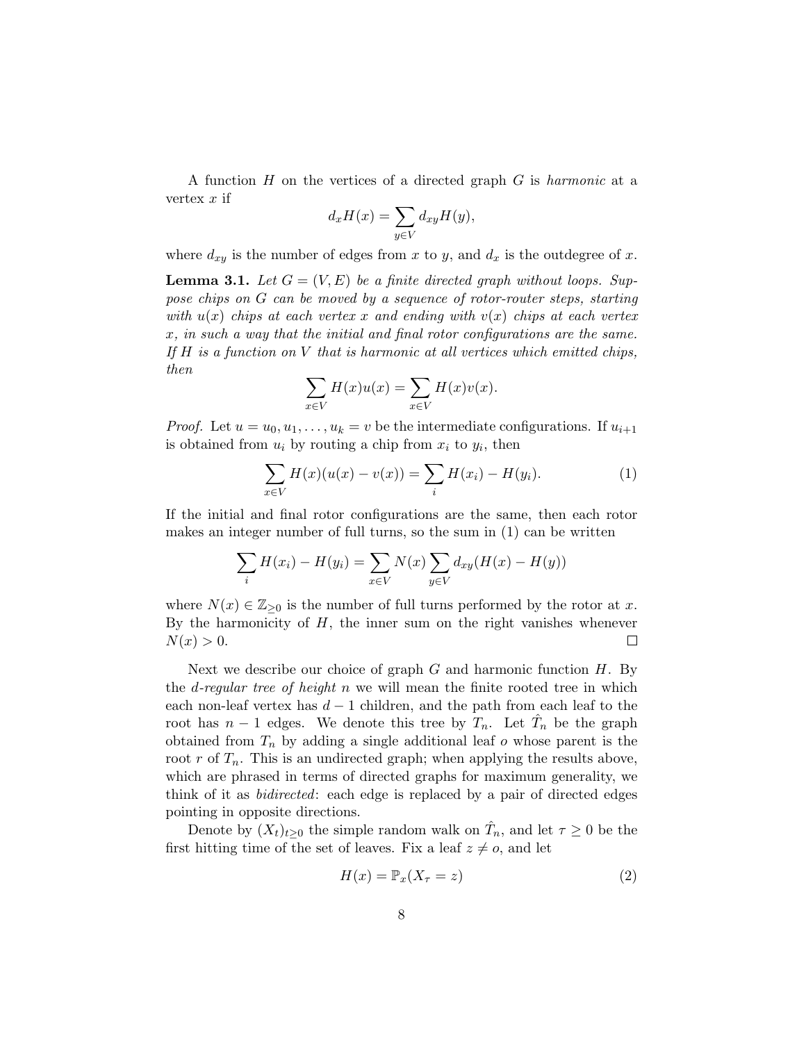A function $H$ on the vertices of a directed graph $G$ is *harmonic* at a vertex $x$ if

$$d_x H(x) = \sum_{y \in V} d_{xy} H(y),$$

where $d_{xy}$ is the number of edges from $x$ to $y$, and $d_x$ is the outdegree of $x$.

**Lemma 3.1.** *Let $G = (V, E)$ be a finite directed graph without loops. Suppose chips on $G$ can be moved by a sequence of rotor-router steps, starting with $u(x)$ chips at each vertex $x$ and ending with $v(x)$ chips at each vertex $x$, in such a way that the initial and final rotor configurations are the same. If $H$ is a function on $V$ that is harmonic at all vertices which emitted chips, then*

$$\sum_{x \in V} H(x) u(x) = \sum_{x \in V} H(x) v(x).$$

*Proof.* Let $u = u_0, u_1, \ldots, u_k = v$ be the intermediate configurations. If $u_{i+1}$ is obtained from $u_i$ by routing a chip from $x_i$ to $y_i$, then

$$\sum_{x \in V} H(x)(u(x) - v(x)) = \sum_i H(x_i) - H(y_i). \tag{1}$$

If the initial and final rotor configurations are the same, then each rotor makes an integer number of full turns, so the sum in (1) can be written

$$\sum_i H(x_i) - H(y_i) = \sum_{x \in V} N(x) \sum_{y \in V} d_{xy}(H(x) - H(y))$$

where $N(x) \in \mathbb{Z}_{\geq 0}$ is the number of full turns performed by the rotor at $x$. By the harmonicity of $H$, the inner sum on the right vanishes whenever $N(x) > 0$. $\square$

Next we describe our choice of graph $G$ and harmonic function $H$. By the *$d$-regular tree of height $n$* we will mean the finite rooted tree in which each non-leaf vertex has $d-1$ children, and the path from each leaf to the root has $n-1$ edges. We denote this tree by $T_n$. Let $\hat{T}_n$ be the graph obtained from $T_n$ by adding a single additional leaf $o$ whose parent is the root $r$ of $T_n$. This is an undirected graph; when applying the results above, which are phrased in terms of directed graphs for maximum generality, we think of it as *bidirected*: each edge is replaced by a pair of directed edges pointing in opposite directions.

Denote by $(X_t)_{t \geq 0}$ the simple random walk on $\hat{T}_n$, and let $\tau \geq 0$ be the first hitting time of the set of leaves. Fix a leaf $z \neq o$, and let

$$H(x) = \mathbb{P}_x(X_\tau = z) \tag{2}$$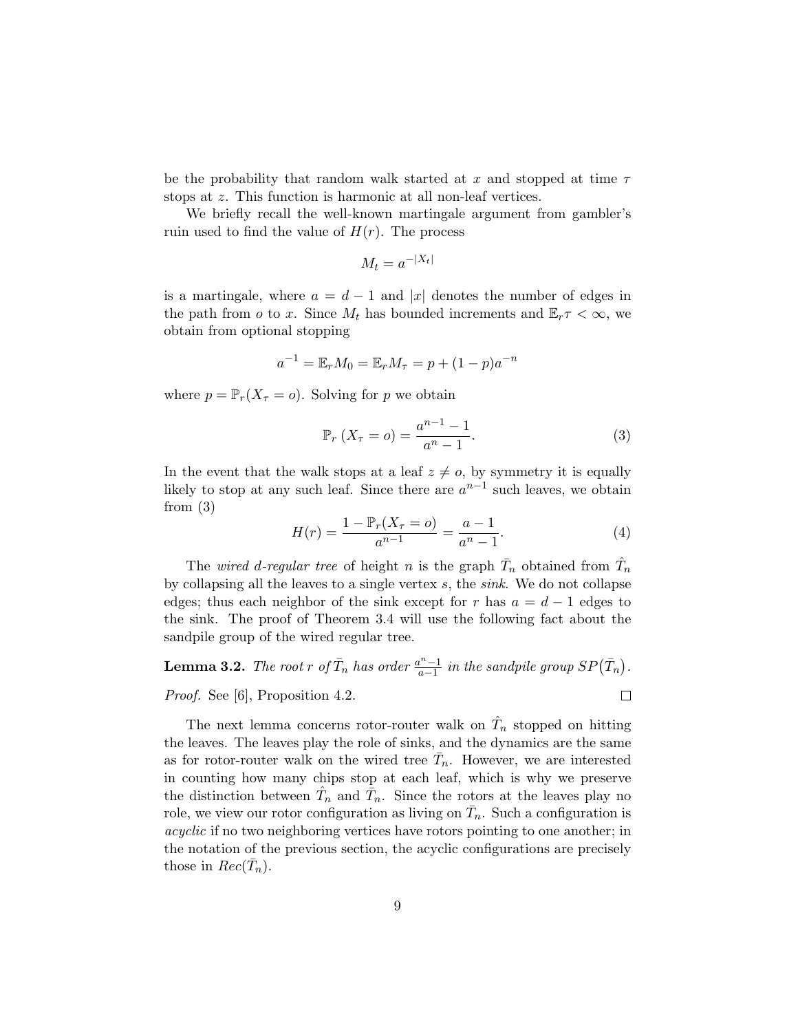be the probability that random walk started at $x$ and stopped at time $\tau$ stops at $z$. This function is harmonic at all non-leaf vertices.

We briefly recall the well-known martingale argument from gambler's ruin used to find the value of $H(r)$. The process

$$M_t = a^{-|X_t|}$$

is a martingale, where $a = d - 1$ and $|x|$ denotes the number of edges in the path from $o$ to $x$. Since $M_t$ has bounded increments and $\mathbb{E}_r \tau < \infty$, we obtain from optional stopping

$$a^{-1} = \mathbb{E}_r M_0 = \mathbb{E}_r M_\tau = p + (1-p)a^{-n}$$

where $p = \mathbb{P}_r(X_\tau = o)$. Solving for $p$ we obtain

$$\mathbb{P}_r\left(X_\tau = o\right) = \frac{a^{n-1} - 1}{a^n - 1}. \tag{3}$$

In the event that the walk stops at a leaf $z \neq o$, by symmetry it is equally likely to stop at any such leaf. Since there are $a^{n-1}$ such leaves, we obtain from (3)

$$H(r) = \frac{1 - \mathbb{P}_r(X_\tau = o)}{a^{n-1}} = \frac{a-1}{a^n - 1}. \tag{4}$$

The *wired d-regular tree* of height $n$ is the graph $\bar{T}_n$ obtained from $\hat{T}_n$ by collapsing all the leaves to a single vertex $s$, the *sink*. We do not collapse edges; thus each neighbor of the sink except for $r$ has $a = d - 1$ edges to the sink. The proof of Theorem 3.4 will use the following fact about the sandpile group of the wired regular tree.

**Lemma 3.2.** *The root $r$ of $\bar{T}_n$ has order $\frac{a^n-1}{a-1}$ in the sandpile group $SP(\bar{T}_n)$.*

*Proof.* See [6], Proposition 4.2. □

The next lemma concerns rotor-router walk on $\hat{T}_n$ stopped on hitting the leaves. The leaves play the role of sinks, and the dynamics are the same as for rotor-router walk on the wired tree $\bar{T}_n$. However, we are interested in counting how many chips stop at each leaf, which is why we preserve the distinction between $\hat{T}_n$ and $\bar{T}_n$. Since the rotors at the leaves play no role, we view our rotor configuration as living on $\bar{T}_n$. Such a configuration is *acyclic* if no two neighboring vertices have rotors pointing to one another; in the notation of the previous section, the acyclic configurations are precisely those in $Rec(\bar{T}_n)$.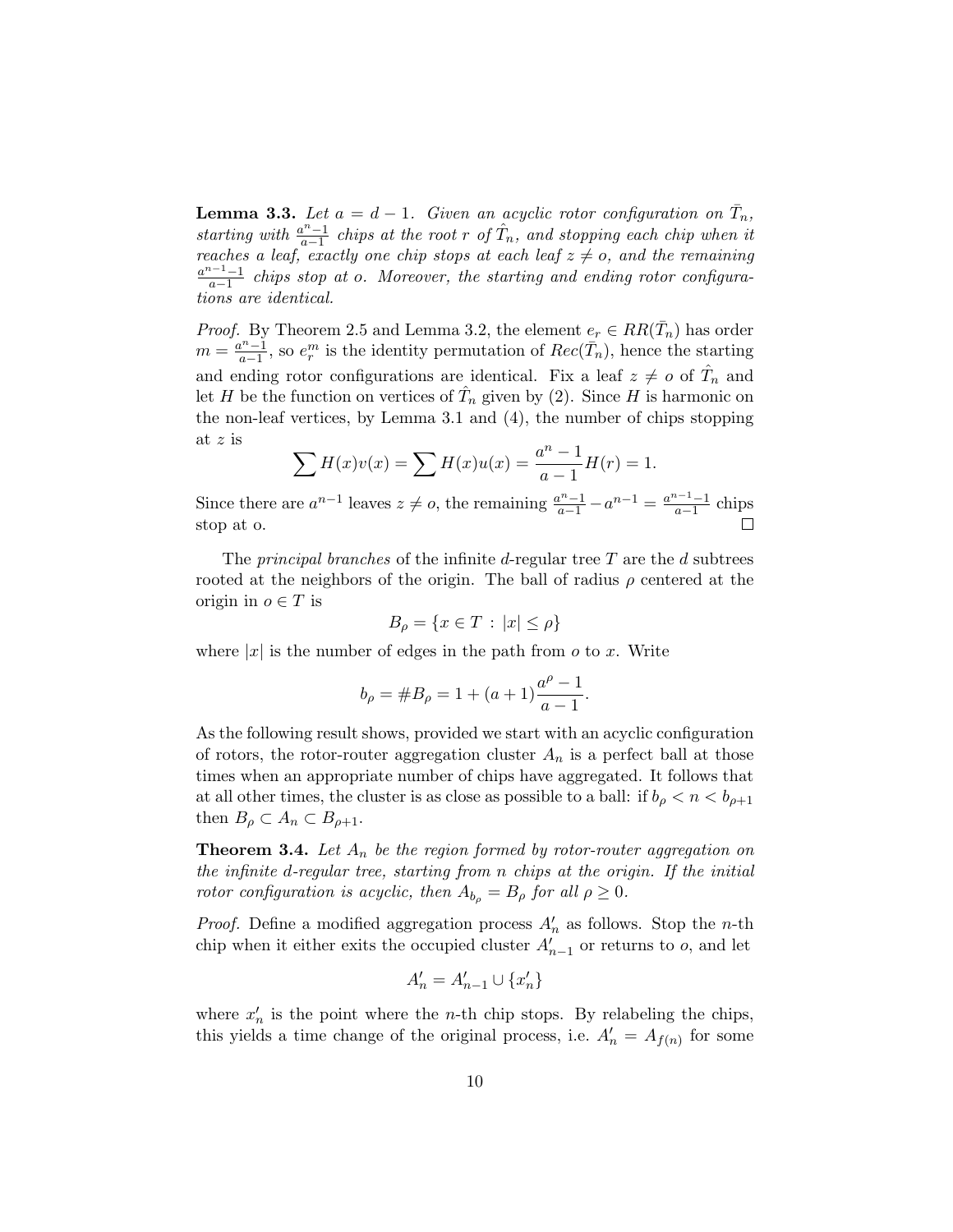**Lemma 3.3.** *Let $a = d-1$. Given an acyclic rotor configuration on $\bar{T}_n$, starting with $\frac{a^n-1}{a-1}$ chips at the root $r$ of $\hat{T}_n$, and stopping each chip when it reaches a leaf, exactly one chip stops at each leaf $z \neq o$, and the remaining $\frac{a^{n-1}-1}{a-1}$ chips stop at $o$. Moreover, the starting and ending rotor configurations are identical.*

*Proof.* By Theorem 2.5 and Lemma 3.2, the element $e_r \in RR(\bar{T}_n)$ has order $m = \frac{a^n-1}{a-1}$, so $e_r^m$ is the identity permutation of $Rec(\bar{T}_n)$, hence the starting and ending rotor configurations are identical. Fix a leaf $z \neq o$ of $\hat{T}_n$ and let $H$ be the function on vertices of $\hat{T}_n$ given by (2). Since $H$ is harmonic on the non-leaf vertices, by Lemma 3.1 and (4), the number of chips stopping at $z$ is

$$\sum H(x)v(x) = \sum H(x)u(x) = \frac{a^n-1}{a-1}H(r) = 1.$$

Since there are $a^{n-1}$ leaves $z \neq o$, the remaining $\frac{a^n-1}{a-1} - a^{n-1} = \frac{a^{n-1}-1}{a-1}$ chips stop at o. $\square$

The *principal branches* of the infinite $d$-regular tree $T$ are the $d$ subtrees rooted at the neighbors of the origin. The ball of radius $\rho$ centered at the origin in $o \in T$ is

$$B_\rho = \{x \in T \,:\, |x| \leq \rho\}$$

where $|x|$ is the number of edges in the path from $o$ to $x$. Write

$$b_\rho = \#B_\rho = 1 + (a+1)\frac{a^\rho - 1}{a-1}.$$

As the following result shows, provided we start with an acyclic configuration of rotors, the rotor-router aggregation cluster $A_n$ is a perfect ball at those times when an appropriate number of chips have aggregated. It follows that at all other times, the cluster is as close as possible to a ball: if $b_\rho < n < b_{\rho+1}$ then $B_\rho \subset A_n \subset B_{\rho+1}$.

**Theorem 3.4.** *Let $A_n$ be the region formed by rotor-router aggregation on the infinite $d$-regular tree, starting from $n$ chips at the origin. If the initial rotor configuration is acyclic, then $A_{b_\rho} = B_\rho$ for all $\rho \geq 0$.*

*Proof.* Define a modified aggregation process $A'_n$ as follows. Stop the $n$-th chip when it either exits the occupied cluster $A'_{n-1}$ or returns to $o$, and let

$$A'_n = A'_{n-1} \cup \{x'_n\}$$

where $x'_n$ is the point where the $n$-th chip stops. By relabeling the chips, this yields a time change of the original process, i.e. $A'_n = A_{f(n)}$ for some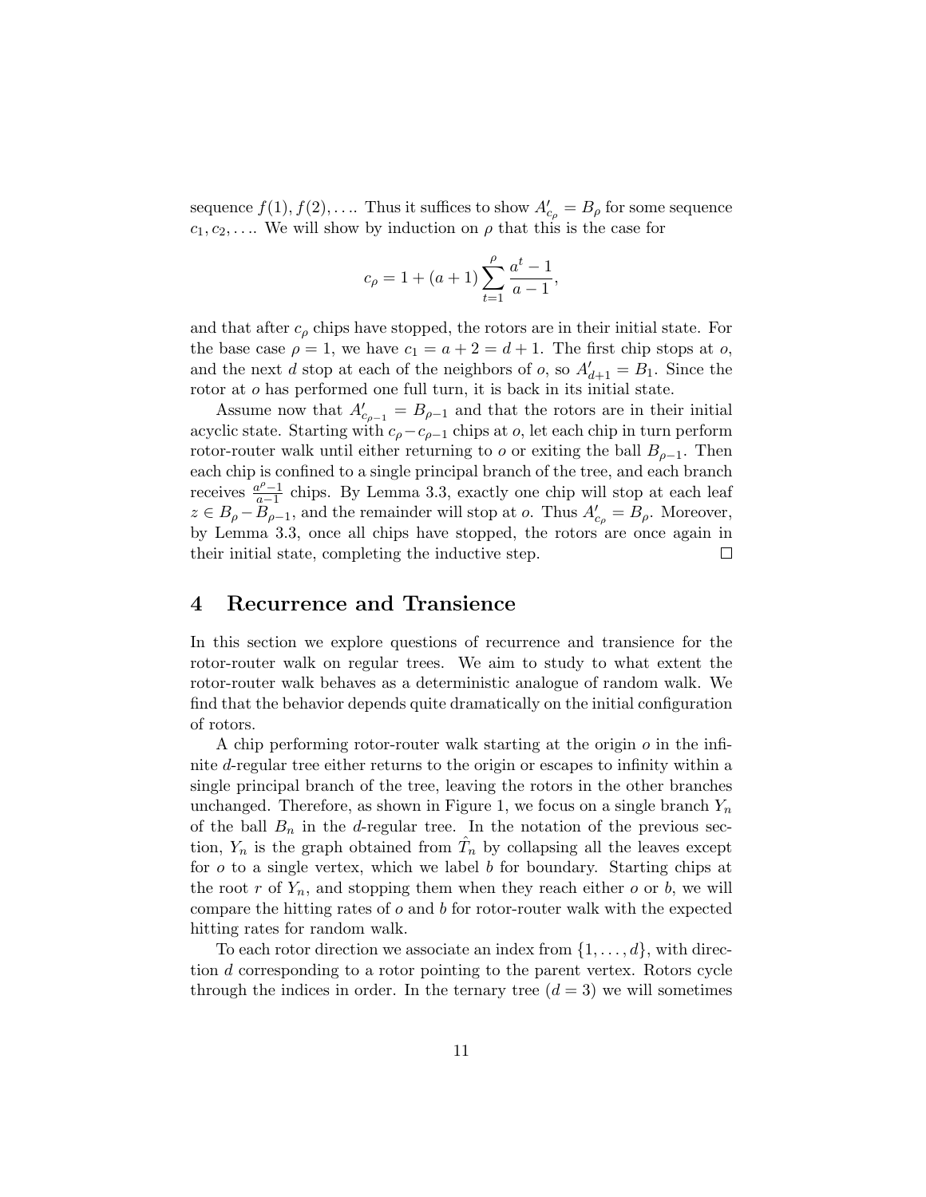sequence $f(1), f(2), \ldots$. Thus it suffices to show $A'_{c_\rho} = B_\rho$ for some sequence $c_1, c_2, \ldots$. We will show by induction on $\rho$ that this is the case for

$$c_\rho = 1 + (a+1) \sum_{t=1}^{\rho} \frac{a^t - 1}{a - 1},$$

and that after $c_\rho$ chips have stopped, the rotors are in their initial state. For the base case $\rho = 1$, we have $c_1 = a + 2 = d + 1$. The first chip stops at $o$, and the next $d$ stop at each of the neighbors of $o$, so $A'_{d+1} = B_1$. Since the rotor at $o$ has performed one full turn, it is back in its initial state.

Assume now that $A'_{c_{\rho-1}} = B_{\rho-1}$ and that the rotors are in their initial acyclic state. Starting with $c_\rho - c_{\rho-1}$ chips at $o$, let each chip in turn perform rotor-router walk until either returning to $o$ or exiting the ball $B_{\rho-1}$. Then each chip is confined to a single principal branch of the tree, and each branch receives $\frac{a^\rho - 1}{a-1}$ chips. By Lemma 3.3, exactly one chip will stop at each leaf $z \in B_\rho - B_{\rho-1}$, and the remainder will stop at $o$. Thus $A'_{c_\rho} = B_\rho$. Moreover, by Lemma 3.3, once all chips have stopped, the rotors are once again in their initial state, completing the inductive step. ◻

## 4 Recurrence and Transience

In this section we explore questions of recurrence and transience for the rotor-router walk on regular trees. We aim to study to what extent the rotor-router walk behaves as a deterministic analogue of random walk. We find that the behavior depends quite dramatically on the initial configuration of rotors.

A chip performing rotor-router walk starting at the origin $o$ in the infinite $d$-regular tree either returns to the origin or escapes to infinity within a single principal branch of the tree, leaving the rotors in the other branches unchanged. Therefore, as shown in Figure 1, we focus on a single branch $Y_n$ of the ball $B_n$ in the $d$-regular tree. In the notation of the previous section, $Y_n$ is the graph obtained from $\hat{T}_n$ by collapsing all the leaves except for $o$ to a single vertex, which we label $b$ for boundary. Starting chips at the root $r$ of $Y_n$, and stopping them when they reach either $o$ or $b$, we will compare the hitting rates of $o$ and $b$ for rotor-router walk with the expected hitting rates for random walk.

To each rotor direction we associate an index from $\{1, \ldots, d\}$, with direction $d$ corresponding to a rotor pointing to the parent vertex. Rotors cycle through the indices in order. In the ternary tree ($d = 3$) we will sometimes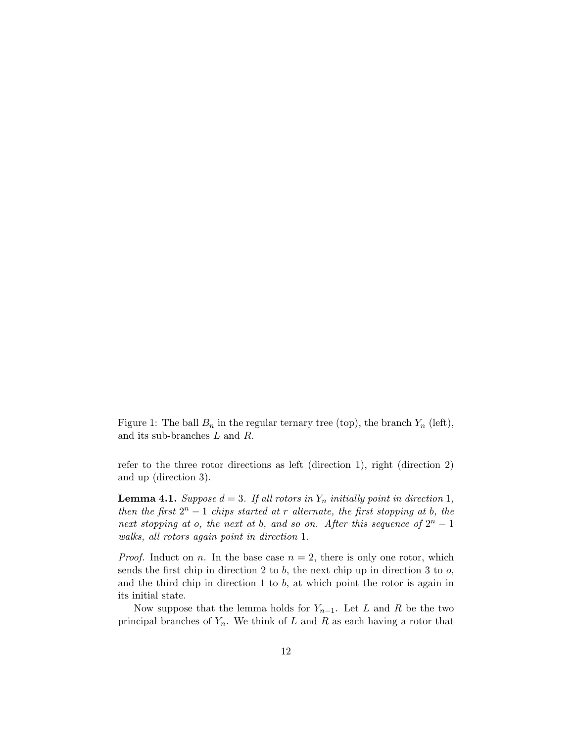Figure 1: The ball $B_n$ in the regular ternary tree (top), the branch $Y_n$ (left), and its sub-branches $L$ and $R$.

refer to the three rotor directions as left (direction 1), right (direction 2) and up (direction 3).

**Lemma 4.1.** *Suppose $d = 3$. If all rotors in $Y_n$ initially point in direction 1, then the first $2^n - 1$ chips started at $r$ alternate, the first stopping at $b$, the next stopping at $o$, the next at $b$, and so on. After this sequence of $2^n - 1$ walks, all rotors again point in direction 1.*

*Proof.* Induct on $n$. In the base case $n = 2$, there is only one rotor, which sends the first chip in direction 2 to $b$, the next chip up in direction 3 to $o$, and the third chip in direction 1 to $b$, at which point the rotor is again in its initial state.

Now suppose that the lemma holds for $Y_{n-1}$. Let $L$ and $R$ be the two principal branches of $Y_n$. We think of $L$ and $R$ as each having a rotor that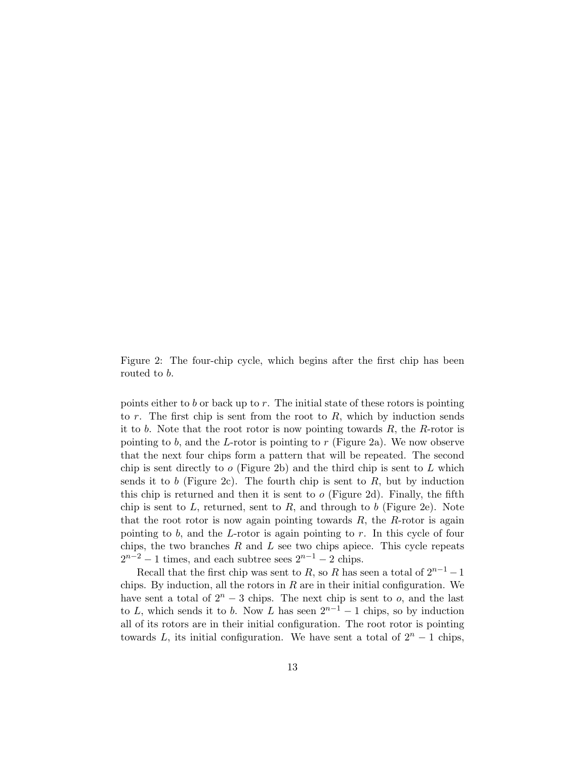Figure 2: The four-chip cycle, which begins after the first chip has been routed to $b$.

points either to $b$ or back up to $r$. The initial state of these rotors is pointing to $r$. The first chip is sent from the root to $R$, which by induction sends it to $b$. Note that the root rotor is now pointing towards $R$, the $R$-rotor is pointing to $b$, and the $L$-rotor is pointing to $r$ (Figure 2a). We now observe that the next four chips form a pattern that will be repeated. The second chip is sent directly to $o$ (Figure 2b) and the third chip is sent to $L$ which sends it to $b$ (Figure 2c). The fourth chip is sent to $R$, but by induction this chip is returned and then it is sent to $o$ (Figure 2d). Finally, the fifth chip is sent to $L$, returned, sent to $R$, and through to $b$ (Figure 2e). Note that the root rotor is now again pointing towards $R$, the $R$-rotor is again pointing to $b$, and the $L$-rotor is again pointing to $r$. In this cycle of four chips, the two branches $R$ and $L$ see two chips apiece. This cycle repeats $2^{n-2} - 1$ times, and each subtree sees $2^{n-1} - 2$ chips.

Recall that the first chip was sent to $R$, so $R$ has seen a total of $2^{n-1} - 1$ chips. By induction, all the rotors in $R$ are in their initial configuration. We have sent a total of $2^n - 3$ chips. The next chip is sent to $o$, and the last to $L$, which sends it to $b$. Now $L$ has seen $2^{n-1} - 1$ chips, so by induction all of its rotors are in their initial configuration. The root rotor is pointing towards $L$, its initial configuration. We have sent a total of $2^n - 1$ chips,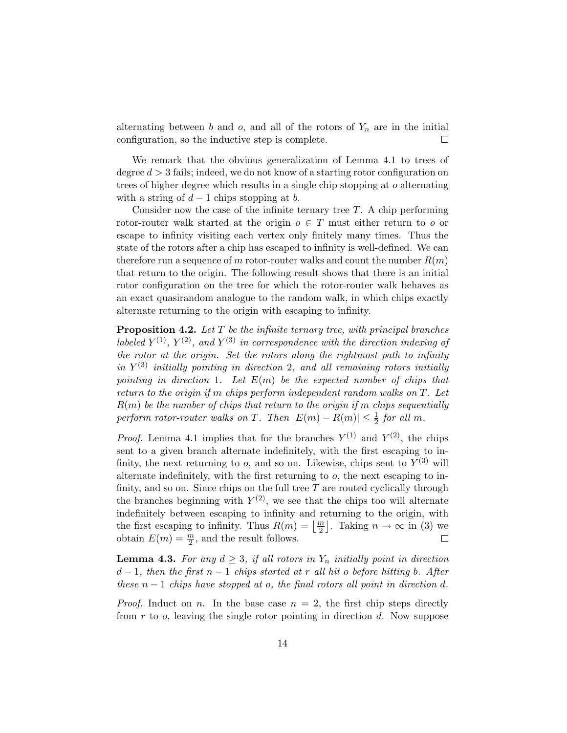alternating between $b$ and $o$, and all of the rotors of $Y_n$ are in the initial configuration, so the inductive step is complete. $\square$

We remark that the obvious generalization of Lemma 4.1 to trees of degree $d > 3$ fails; indeed, we do not know of a starting rotor configuration on trees of higher degree which results in a single chip stopping at $o$ alternating with a string of $d-1$ chips stopping at $b$.

Consider now the case of the infinite ternary tree $T$. A chip performing rotor-router walk started at the origin $o \in T$ must either return to $o$ or escape to infinity visiting each vertex only finitely many times. Thus the state of the rotors after a chip has escaped to infinity is well-defined. We can therefore run a sequence of $m$ rotor-router walks and count the number $R(m)$ that return to the origin. The following result shows that there is an initial rotor configuration on the tree for which the rotor-router walk behaves as an exact quasirandom analogue to the random walk, in which chips exactly alternate returning to the origin with escaping to infinity.

**Proposition 4.2.** *Let $T$ be the infinite ternary tree, with principal branches labeled $Y^{(1)}$, $Y^{(2)}$, and $Y^{(3)}$ in correspondence with the direction indexing of the rotor at the origin. Set the rotors along the rightmost path to infinity in $Y^{(3)}$ initially pointing in direction 2, and all remaining rotors initially pointing in direction 1. Let $E(m)$ be the expected number of chips that return to the origin if $m$ chips perform independent random walks on $T$. Let $R(m)$ be the number of chips that return to the origin if $m$ chips sequentially perform rotor-router walks on $T$. Then $|E(m) - R(m)| \leq \frac{1}{2}$ for all $m$.*

*Proof.* Lemma 4.1 implies that for the branches $Y^{(1)}$ and $Y^{(2)}$, the chips sent to a given branch alternate indefinitely, with the first escaping to infinity, the next returning to $o$, and so on. Likewise, chips sent to $Y^{(3)}$ will alternate indefinitely, with the first returning to $o$, the next escaping to infinity, and so on. Since chips on the full tree $T$ are routed cyclically through the branches beginning with $Y^{(2)}$, we see that the chips too will alternate indefinitely between escaping to infinity and returning to the origin, with the first escaping to infinity. Thus $R(m) = \left\lfloor \frac{m}{2} \right\rfloor$. Taking $n \to \infty$ in (3) we obtain $E(m) = \frac{m}{2}$, and the result follows. $\square$

**Lemma 4.3.** *For any $d \geq 3$, if all rotors in $Y_n$ initially point in direction $d-1$, then the first $n-1$ chips started at $r$ all hit $o$ before hitting $b$. After these $n-1$ chips have stopped at $o$, the final rotors all point in direction $d$.*

*Proof.* Induct on $n$. In the base case $n = 2$, the first chip steps directly from $r$ to $o$, leaving the single rotor pointing in direction $d$. Now suppose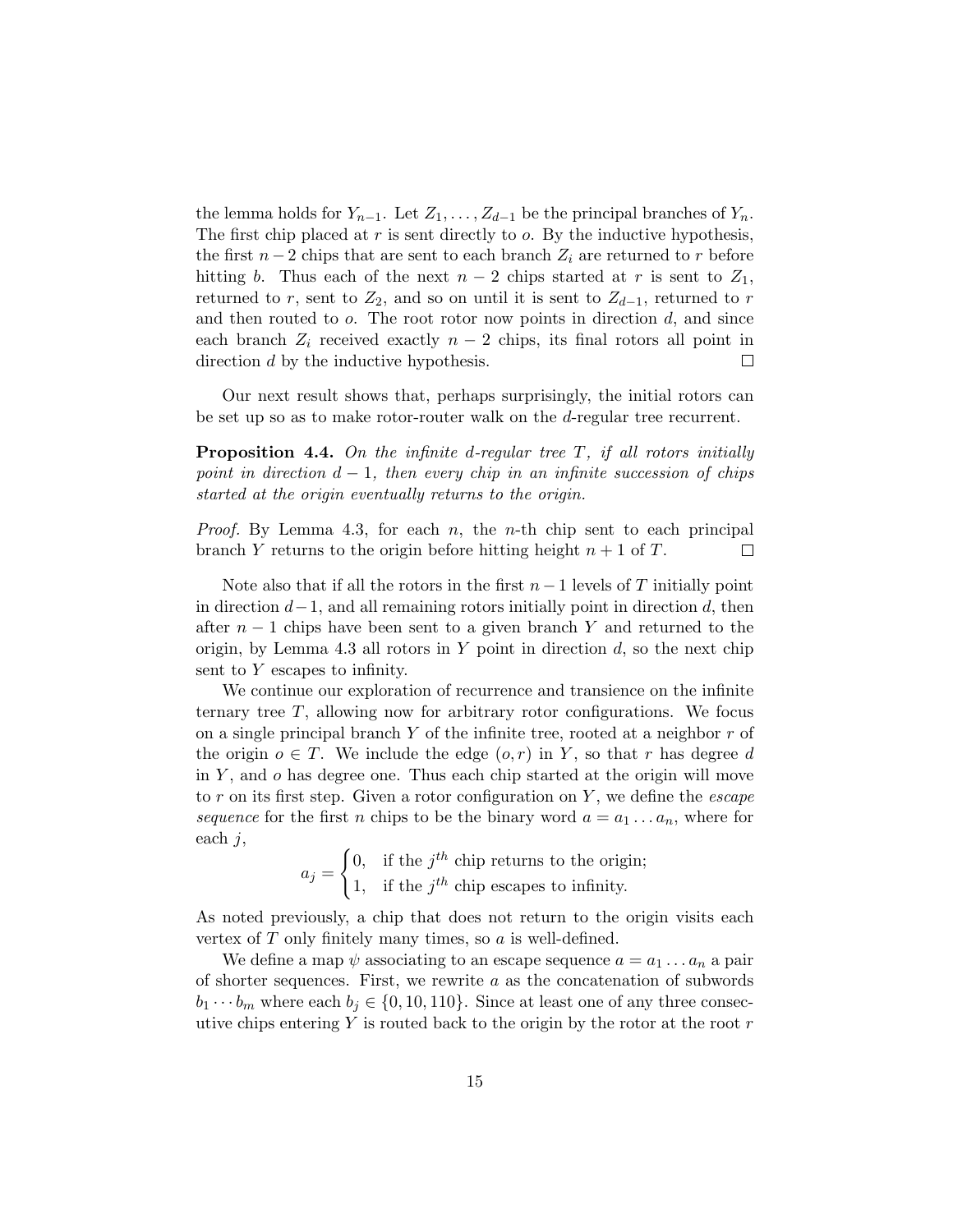the lemma holds for $Y_{n-1}$. Let $Z_1, \ldots, Z_{d-1}$ be the principal branches of $Y_n$. The first chip placed at $r$ is sent directly to $o$. By the inductive hypothesis, the first $n-2$ chips that are sent to each branch $Z_i$ are returned to $r$ before hitting $b$. Thus each of the next $n-2$ chips started at $r$ is sent to $Z_1$, returned to $r$, sent to $Z_2$, and so on until it is sent to $Z_{d-1}$, returned to $r$ and then routed to $o$. The root rotor now points in direction $d$, and since each branch $Z_i$ received exactly $n-2$ chips, its final rotors all point in direction $d$ by the inductive hypothesis. ☐

Our next result shows that, perhaps surprisingly, the initial rotors can be set up so as to make rotor-router walk on the $d$-regular tree recurrent.

**Proposition 4.4.** *On the infinite $d$-regular tree $T$, if all rotors initially point in direction $d-1$, then every chip in an infinite succession of chips started at the origin eventually returns to the origin.*

*Proof.* By Lemma 4.3, for each $n$, the $n$-th chip sent to each principal branch $Y$ returns to the origin before hitting height $n+1$ of $T$. ☐

Note also that if all the rotors in the first $n-1$ levels of $T$ initially point in direction $d-1$, and all remaining rotors initially point in direction $d$, then after $n-1$ chips have been sent to a given branch $Y$ and returned to the origin, by Lemma 4.3 all rotors in $Y$ point in direction $d$, so the next chip sent to $Y$ escapes to infinity.

We continue our exploration of recurrence and transience on the infinite ternary tree $T$, allowing now for arbitrary rotor configurations. We focus on a single principal branch $Y$ of the infinite tree, rooted at a neighbor $r$ of the origin $o \in T$. We include the edge $(o, r)$ in $Y$, so that $r$ has degree $d$ in $Y$, and $o$ has degree one. Thus each chip started at the origin will move to $r$ on its first step. Given a rotor configuration on $Y$, we define the *escape sequence* for the first $n$ chips to be the binary word $a = a_1 \ldots a_n$, where for each $j$,

$$a_j = \begin{cases} 0, & \text{if the } j^{th} \text{ chip returns to the origin;} \\ 1, & \text{if the } j^{th} \text{ chip escapes to infinity.} \end{cases}$$

As noted previously, a chip that does not return to the origin visits each vertex of $T$ only finitely many times, so $a$ is well-defined.

We define a map $\psi$ associating to an escape sequence $a = a_1 \ldots a_n$ a pair of shorter sequences. First, we rewrite $a$ as the concatenation of subwords $b_1 \cdots b_m$ where each $b_j \in \{0, 10, 110\}$. Since at least one of any three consecutive chips entering $Y$ is routed back to the origin by the rotor at the root $r$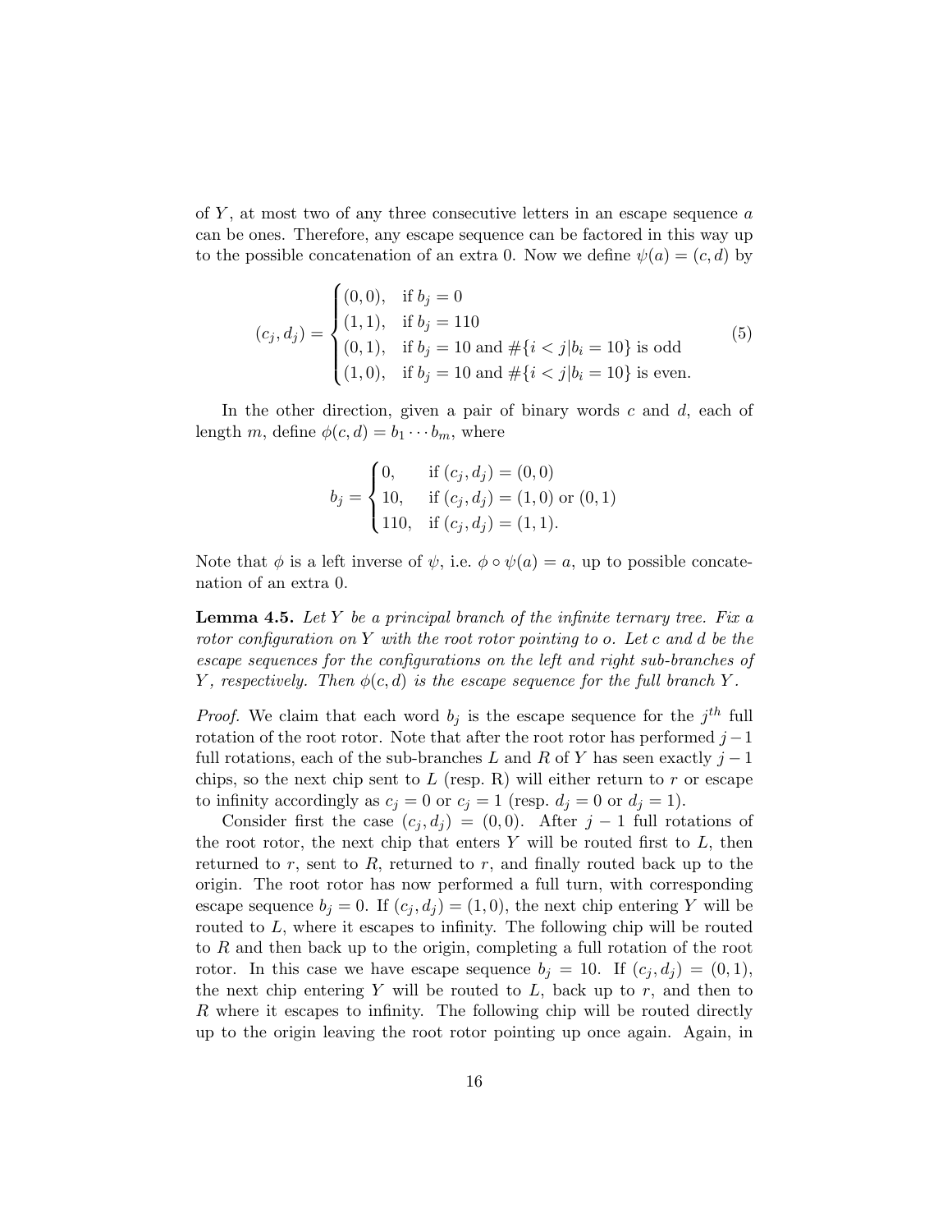of $Y$, at most two of any three consecutive letters in an escape sequence $a$ can be ones. Therefore, any escape sequence can be factored in this way up to the possible concatenation of an extra 0. Now we define $\psi(a) = (c, d)$ by

$$(c_j, d_j) = \begin{cases} (0,0), & \text{if } b_j = 0 \\ (1,1), & \text{if } b_j = 110 \\ (0,1), & \text{if } b_j = 10 \text{ and } \#\{i < j | b_i = 10\} \text{ is odd} \\ (1,0), & \text{if } b_j = 10 \text{ and } \#\{i < j | b_i = 10\} \text{ is even.} \end{cases} \tag{5}$$

In the other direction, given a pair of binary words $c$ and $d$, each of length $m$, define $\phi(c, d) = b_1 \cdots b_m$, where

$$b_j = \begin{cases} 0, & \text{if } (c_j, d_j) = (0,0) \\ 10, & \text{if } (c_j, d_j) = (1,0) \text{ or } (0,1) \\ 110, & \text{if } (c_j, d_j) = (1,1). \end{cases}$$

Note that $\phi$ is a left inverse of $\psi$, i.e. $\phi \circ \psi(a) = a$, up to possible concatenation of an extra 0.

**Lemma 4.5.** *Let $Y$ be a principal branch of the infinite ternary tree. Fix a rotor configuration on $Y$ with the root rotor pointing to $o$. Let $c$ and $d$ be the escape sequences for the configurations on the left and right sub-branches of $Y$, respectively. Then $\phi(c, d)$ is the escape sequence for the full branch $Y$.*

*Proof.* We claim that each word $b_j$ is the escape sequence for the $j^{th}$ full rotation of the root rotor. Note that after the root rotor has performed $j-1$ full rotations, each of the sub-branches $L$ and $R$ of $Y$ has seen exactly $j-1$ chips, so the next chip sent to $L$ (resp. R) will either return to $r$ or escape to infinity accordingly as $c_j = 0$ or $c_j = 1$ (resp. $d_j = 0$ or $d_j = 1$).

Consider first the case $(c_j, d_j) = (0, 0)$. After $j - 1$ full rotations of the root rotor, the next chip that enters $Y$ will be routed first to $L$, then returned to $r$, sent to $R$, returned to $r$, and finally routed back up to the origin. The root rotor has now performed a full turn, with corresponding escape sequence $b_j = 0$. If $(c_j, d_j) = (1, 0)$, the next chip entering $Y$ will be routed to $L$, where it escapes to infinity. The following chip will be routed to $R$ and then back up to the origin, completing a full rotation of the root rotor. In this case we have escape sequence $b_j = 10$. If $(c_j, d_j) = (0, 1)$, the next chip entering $Y$ will be routed to $L$, back up to $r$, and then to $R$ where it escapes to infinity. The following chip will be routed directly up to the origin leaving the root rotor pointing up once again. Again, in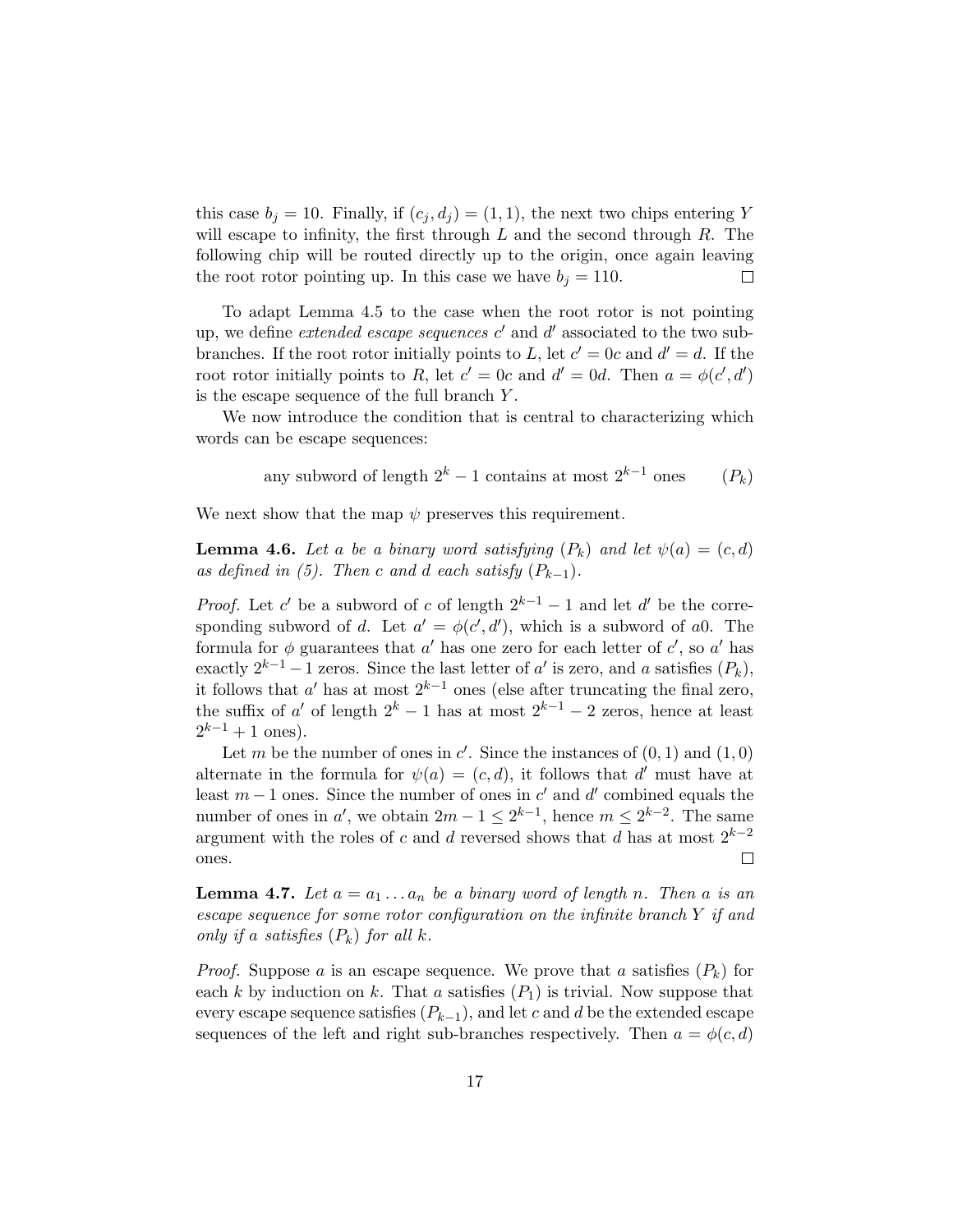this case $b_j = 10$. Finally, if $(c_j, d_j) = (1, 1)$, the next two chips entering $Y$ will escape to infinity, the first through $L$ and the second through $R$. The following chip will be routed directly up to the origin, once again leaving the root rotor pointing up. In this case we have $b_j = 110$. □

To adapt Lemma 4.5 to the case when the root rotor is not pointing up, we define *extended escape sequences* $c'$ and $d'$ associated to the two sub-branches. If the root rotor initially points to $L$, let $c' = 0c$ and $d' = d$. If the root rotor initially points to $R$, let $c' = 0c$ and $d' = 0d$. Then $a = \phi(c', d')$ is the escape sequence of the full branch $Y$.

We now introduce the condition that is central to characterizing which words can be escape sequences:

$$\text{any subword of length } 2^k - 1 \text{ contains at most } 2^{k-1} \text{ ones} \qquad (P_k)$$

We next show that the map $\psi$ preserves this requirement.

**Lemma 4.6.** *Let $a$ be a binary word satisfying $(P_k)$ and let $\psi(a) = (c, d)$ as defined in (5). Then $c$ and $d$ each satisfy $(P_{k-1})$.*

*Proof.* Let $c'$ be a subword of $c$ of length $2^{k-1} - 1$ and let $d'$ be the corresponding subword of $d$. Let $a' = \phi(c', d')$, which is a subword of $a0$. The formula for $\phi$ guarantees that $a'$ has one zero for each letter of $c'$, so $a'$ has exactly $2^{k-1} - 1$ zeros. Since the last letter of $a'$ is zero, and $a$ satisfies $(P_k)$, it follows that $a'$ has at most $2^{k-1}$ ones (else after truncating the final zero, the suffix of $a'$ of length $2^k - 1$ has at most $2^{k-1} - 2$ zeros, hence at least $2^{k-1} + 1$ ones).

Let $m$ be the number of ones in $c'$. Since the instances of $(0, 1)$ and $(1, 0)$ alternate in the formula for $\psi(a) = (c, d)$, it follows that $d'$ must have at least $m - 1$ ones. Since the number of ones in $c'$ and $d'$ combined equals the number of ones in $a'$, we obtain $2m - 1 \leq 2^{k-1}$, hence $m \leq 2^{k-2}$. The same argument with the roles of $c$ and $d$ reversed shows that $d$ has at most $2^{k-2}$ ones. □

**Lemma 4.7.** *Let $a = a_1 \ldots a_n$ be a binary word of length $n$. Then $a$ is an escape sequence for some rotor configuration on the infinite branch $Y$ if and only if $a$ satisfies $(P_k)$ for all $k$.*

*Proof.* Suppose $a$ is an escape sequence. We prove that $a$ satisfies $(P_k)$ for each $k$ by induction on $k$. That $a$ satisfies $(P_1)$ is trivial. Now suppose that every escape sequence satisfies $(P_{k-1})$, and let $c$ and $d$ be the extended escape sequences of the left and right sub-branches respectively. Then $a = \phi(c, d)$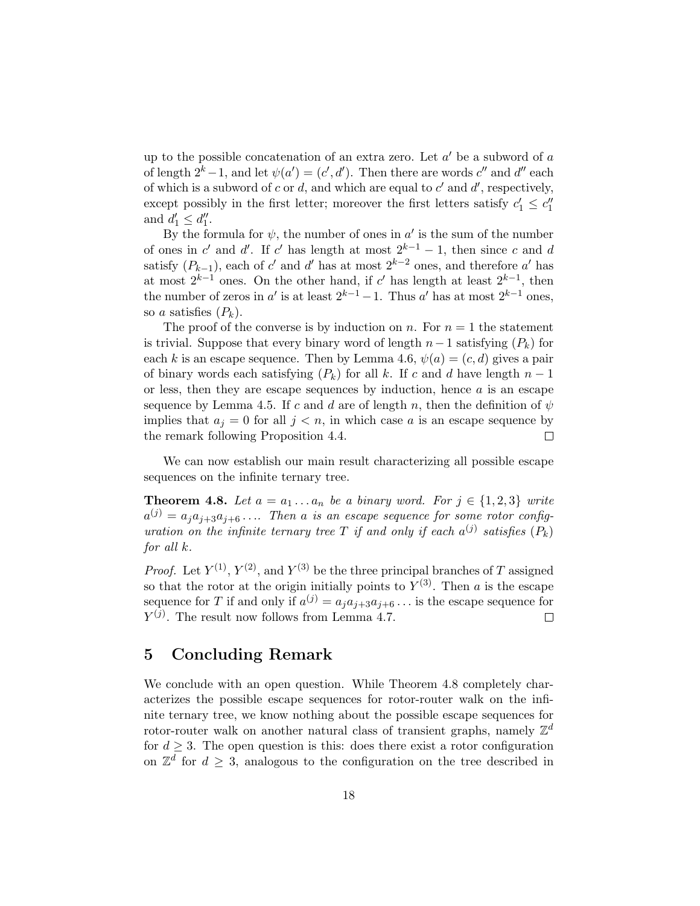up to the possible concatenation of an extra zero. Let $a'$ be a subword of $a$ of length $2^k - 1$, and let $\psi(a') = (c', d')$. Then there are words $c''$ and $d''$ each of which is a subword of $c$ or $d$, and which are equal to $c'$ and $d'$, respectively, except possibly in the first letter; moreover the first letters satisfy $c'_1 \leq c''_1$ and $d'_1 \leq d''_1$.

By the formula for $\psi$, the number of ones in $a'$ is the sum of the number of ones in $c'$ and $d'$. If $c'$ has length at most $2^{k-1} - 1$, then since $c$ and $d$ satisfy $(P_{k-1})$, each of $c'$ and $d'$ has at most $2^{k-2}$ ones, and therefore $a'$ has at most $2^{k-1}$ ones. On the other hand, if $c'$ has length at least $2^{k-1}$, then the number of zeros in $a'$ is at least $2^{k-1} - 1$. Thus $a'$ has at most $2^{k-1}$ ones, so $a$ satisfies $(P_k)$.

The proof of the converse is by induction on $n$. For $n = 1$ the statement is trivial. Suppose that every binary word of length $n - 1$ satisfying $(P_k)$ for each $k$ is an escape sequence. Then by Lemma 4.6, $\psi(a) = (c, d)$ gives a pair of binary words each satisfying $(P_k)$ for all $k$. If $c$ and $d$ have length $n - 1$ or less, then they are escape sequences by induction, hence $a$ is an escape sequence by Lemma 4.5. If $c$ and $d$ are of length $n$, then the definition of $\psi$ implies that $a_j = 0$ for all $j < n$, in which case $a$ is an escape sequence by the remark following Proposition 4.4. $\square$

We can now establish our main result characterizing all possible escape sequences on the infinite ternary tree.

**Theorem 4.8.** *Let $a = a_1 \ldots a_n$ be a binary word. For $j \in \{1, 2, 3\}$ write $a^{(j)} = a_j a_{j+3} a_{j+6} \ldots$. Then $a$ is an escape sequence for some rotor configuration on the infinite ternary tree $T$ if and only if each $a^{(j)}$ satisfies $(P_k)$ for all $k$.*

*Proof.* Let $Y^{(1)}$, $Y^{(2)}$, and $Y^{(3)}$ be the three principal branches of $T$ assigned so that the rotor at the origin initially points to $Y^{(3)}$. Then $a$ is the escape sequence for $T$ if and only if $a^{(j)} = a_j a_{j+3} a_{j+6} \ldots$ is the escape sequence for $Y^{(j)}$. The result now follows from Lemma 4.7. $\square$

## 5 Concluding Remark

We conclude with an open question. While Theorem 4.8 completely characterizes the possible escape sequences for rotor-router walk on the infinite ternary tree, we know nothing about the possible escape sequences for rotor-router walk on another natural class of transient graphs, namely $\mathbb{Z}^d$ for $d \geq 3$. The open question is this: does there exist a rotor configuration on $\mathbb{Z}^d$ for $d \geq 3$, analogous to the configuration on the tree described in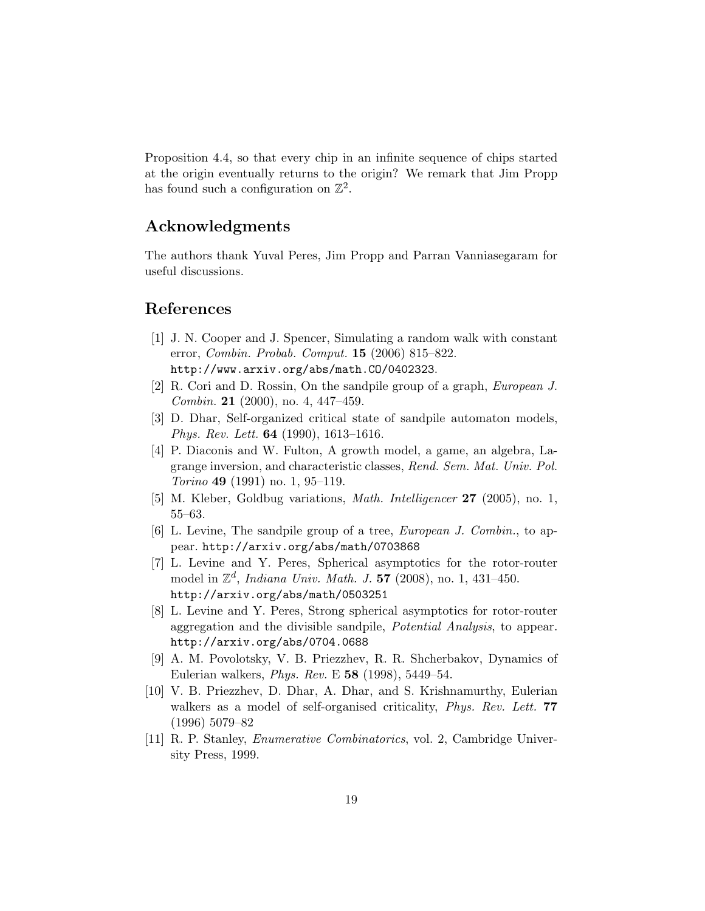Proposition 4.4, so that every chip in an infinite sequence of chips started at the origin eventually returns to the origin? We remark that Jim Propp has found such a configuration on $\mathbb{Z}^2$.

## Acknowledgments

The authors thank Yuval Peres, Jim Propp and Parran Vanniasegaram for useful discussions.

## References

[1] J. N. Cooper and J. Spencer, Simulating a random walk with constant error, *Combin. Probab. Comput.* **15** (2006) 815–822. http://www.arxiv.org/abs/math.CO/0402323.

[2] R. Cori and D. Rossin, On the sandpile group of a graph, *European J. Combin.* **21** (2000), no. 4, 447–459.

[3] D. Dhar, Self-organized critical state of sandpile automaton models, *Phys. Rev. Lett.* **64** (1990), 1613–1616.

[4] P. Diaconis and W. Fulton, A growth model, a game, an algebra, Lagrange inversion, and characteristic classes, *Rend. Sem. Mat. Univ. Pol. Torino* **49** (1991) no. 1, 95–119.

[5] M. Kleber, Goldbug variations, *Math. Intelligencer* **27** (2005), no. 1, 55–63.

[6] L. Levine, The sandpile group of a tree, *European J. Combin.*, to appear. http://arxiv.org/abs/math/0703868

[7] L. Levine and Y. Peres, Spherical asymptotics for the rotor-router model in $\mathbb{Z}^d$, *Indiana Univ. Math. J.* **57** (2008), no. 1, 431–450. http://arxiv.org/abs/math/0503251

[8] L. Levine and Y. Peres, Strong spherical asymptotics for rotor-router aggregation and the divisible sandpile, *Potential Analysis*, to appear. http://arxiv.org/abs/0704.0688

[9] A. M. Povolotsky, V. B. Priezzhev, R. R. Shcherbakov, Dynamics of Eulerian walkers, *Phys. Rev.* E **58** (1998), 5449–54.

[10] V. B. Priezzhev, D. Dhar, A. Dhar, and S. Krishnamurthy, Eulerian walkers as a model of self-organised criticality, *Phys. Rev. Lett.* **77** (1996) 5079–82

[11] R. P. Stanley, *Enumerative Combinatorics*, vol. 2, Cambridge University Press, 1999.